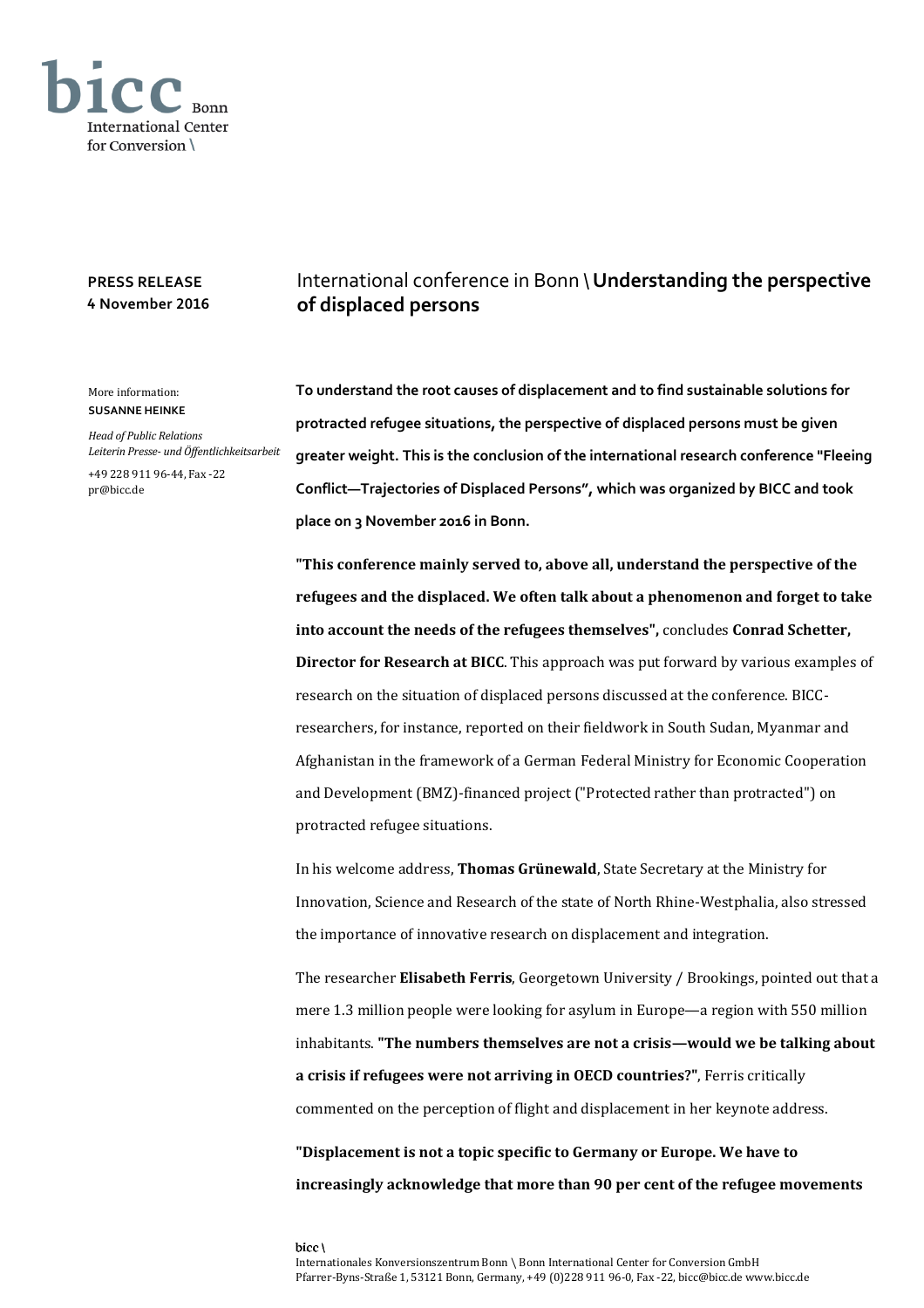bicc Bonn International Center for Conversion \

**PRESS RELEASE**
**4 November 2016**

# International conference in Bonn \ **Understanding the perspective of displaced persons**

More information:
**SUSANNE HEINKE**

*Head of Public Relations*
*Leiterin Presse- und Öffentlichkeitsarbeit*

+49 228 911 96-44, Fax -22
pr@bicc.de

**To understand the root causes of displacement and to find sustainable solutions for protracted refugee situations, the perspective of displaced persons must be given greater weight. This is the conclusion of the international research conference "Fleeing Conflict—Trajectories of Displaced Persons", which was organized by BICC and took place on 3 November 2016 in Bonn.**

**"This conference mainly served to, above all, understand the perspective of the refugees and the displaced. We often talk about a phenomenon and forget to take into account the needs of the refugees themselves",** concludes **Conrad Schetter, Director for Research at BICC**. This approach was put forward by various examples of research on the situation of displaced persons discussed at the conference. BICC-researchers, for instance, reported on their fieldwork in South Sudan, Myanmar and Afghanistan in the framework of a German Federal Ministry for Economic Cooperation and Development (BMZ)-financed project ("Protected rather than protracted") on protracted refugee situations.

In his welcome address, **Thomas Grünewald**, State Secretary at the Ministry for Innovation, Science and Research of the state of North Rhine-Westphalia, also stressed the importance of innovative research on displacement and integration.

The researcher **Elisabeth Ferris**, Georgetown University / Brookings, pointed out that a mere 1.3 million people were looking for asylum in Europe—a region with 550 million inhabitants. **"The numbers themselves are not a crisis—would we be talking about a crisis if refugees were not arriving in OECD countries?"**, Ferris critically commented on the perception of flight and displacement in her keynote address.

**"Displacement is not a topic specific to Germany or Europe. We have to increasingly acknowledge that more than 90 per cent of the refugee movements**

bicc \
Internationales Konversionszentrum Bonn \ Bonn International Center for Conversion GmbH
Pfarrer-Byns-Straße 1, 53121 Bonn, Germany, +49 (0)228 911 96-0, Fax -22, bicc@bicc.de www.bicc.de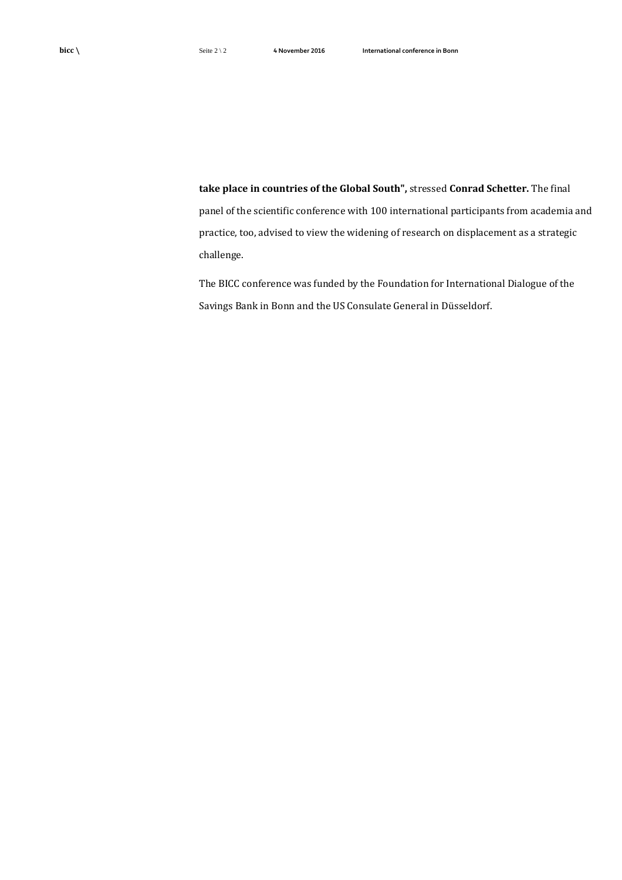**take place in countries of the Global South",** stressed **Conrad Schetter.** The final panel of the scientific conference with 100 international participants from academia and practice, too, advised to view the widening of research on displacement as a strategic challenge.

The BICC conference was funded by the Foundation for International Dialogue of the Savings Bank in Bonn and the US Consulate General in Düsseldorf.